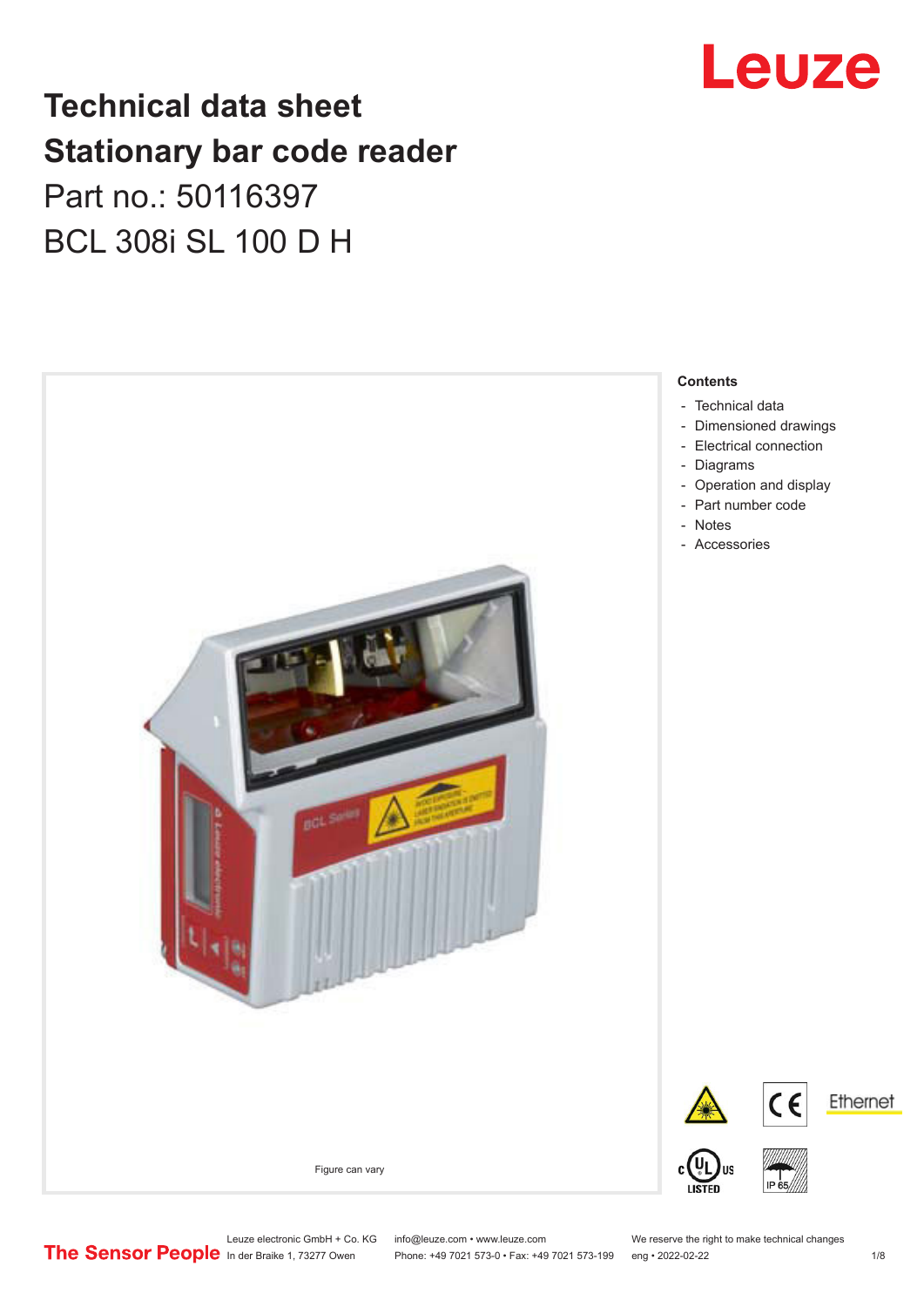# Technical data sheet
# Stationary bar code reader

Part no.: 50116397

BCL 308i SL 100 D H

Figure can vary

**Contents**

- Technical data
- Dimensioned drawings
- Electrical connection
- Diagrams
- Operation and display
- Part number code
- Notes
- Accessories

Leuze electronic GmbH + Co. KG
In der Braike 1, 73277 Owen

info@leuze.com • www.leuze.com
Phone: +49 7021 573-0 • Fax: +49 7021 573-199

We reserve the right to make technical changes
eng • 2022-02-22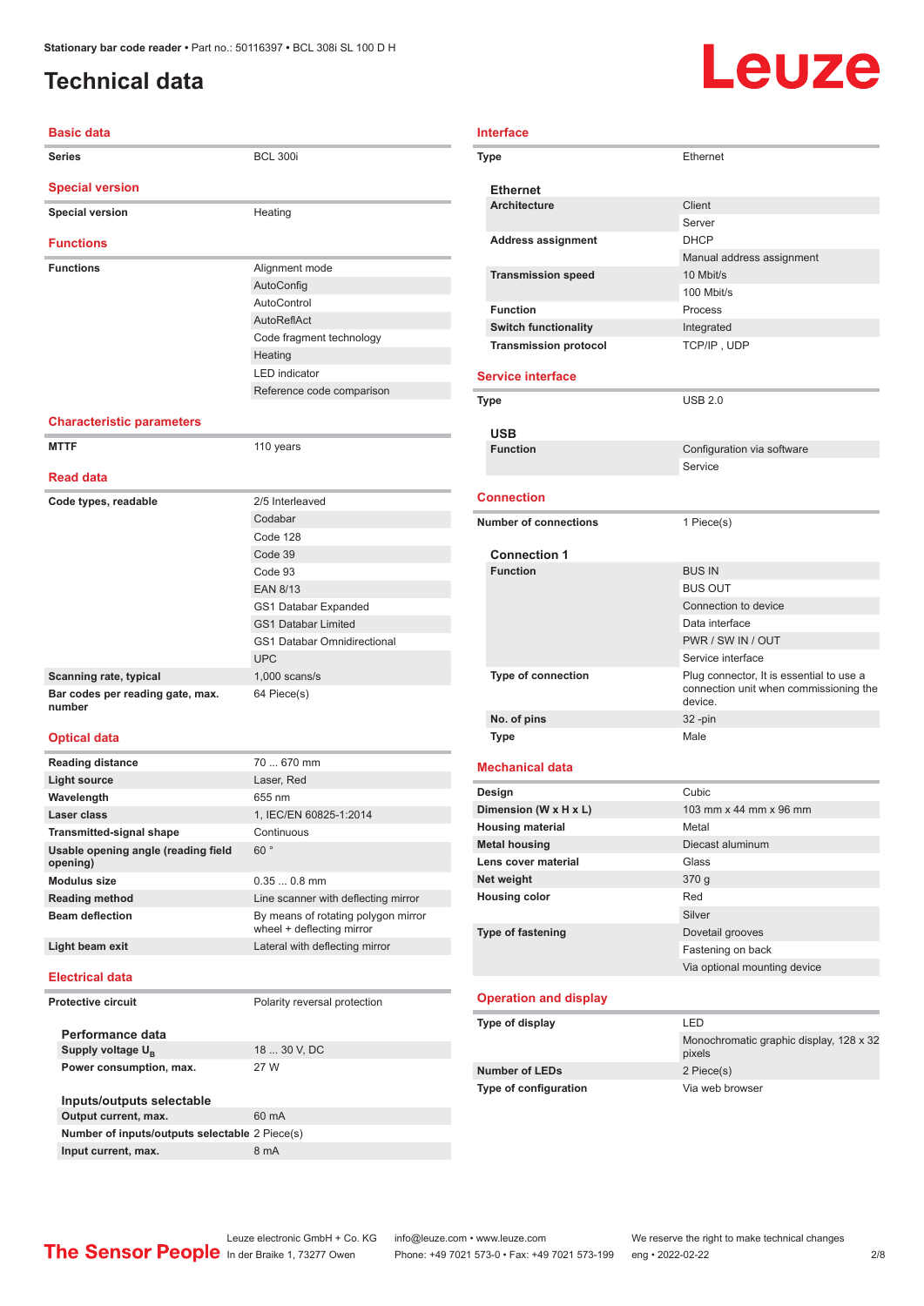Stationary bar code reader • Part no.: 50116397 • BCL 308i SL 100 D H

# Technical data

## Basic data

| | |
|---|---|
| **Series** | BCL 300i |

## Special version

| | |
|---|---|
| **Special version** | Heating |

## Functions

| | |
|---|---|
| **Functions** | Alignment mode |
| | AutoConfig |
| | AutoControl |
| | AutoReflAct |
| | Code fragment technology |
| | Heating |
| | LED indicator |
| | Reference code comparison |

## Characteristic parameters

| | |
|---|---|
| **MTTF** | 110 years |

## Read data

| | |
|---|---|
| **Code types, readable** | 2/5 Interleaved |
| | Codabar |
| | Code 128 |
| | Code 39 |
| | Code 93 |
| | EAN 8/13 |
| | GS1 Databar Expanded |
| | GS1 Databar Limited |
| | GS1 Databar Omnidirectional |
| | UPC |
| **Scanning rate, typical** | 1,000 scans/s |
| **Bar codes per reading gate, max. number** | 64 Piece(s) |

## Optical data

| | |
|---|---|
| **Reading distance** | 70 ... 670 mm |
| **Light source** | Laser, Red |
| **Wavelength** | 655 nm |
| **Laser class** | 1, IEC/EN 60825-1:2014 |
| **Transmitted-signal shape** | Continuous |
| **Usable opening angle (reading field opening)** | 60 ° |
| **Modulus size** | 0.35 ... 0.8 mm |
| **Reading method** | Line scanner with deflecting mirror |
| **Beam deflection** | By means of rotating polygon mirror wheel + deflecting mirror |
| **Light beam exit** | Lateral with deflecting mirror |

## Electrical data

| | |
|---|---|
| **Protective circuit** | Polarity reversal protection |

### Performance data

| | |
|---|---|
| **Supply voltage $U_B$** | 18 ... 30 V, DC |
| **Power consumption, max.** | 27 W |

### Inputs/outputs selectable

| | |
|---|---|
| **Output current, max.** | 60 mA |
| **Number of inputs/outputs selectable** | 2 Piece(s) |
| **Input current, max.** | 8 mA |

## Interface

| | |
|---|---|
| **Type** | Ethernet |

### Ethernet

| | |
|---|---|
| **Architecture** | Client |
| | Server |
| **Address assignment** | DHCP |
| | Manual address assignment |
| **Transmission speed** | 10 Mbit/s |
| | 100 Mbit/s |
| **Function** | Process |
| **Switch functionality** | Integrated |
| **Transmission protocol** | TCP/IP , UDP |

## Service interface

| | |
|---|---|
| **Type** | USB 2.0 |

### USB

| | |
|---|---|
| **Function** | Configuration via software |
| | Service |

## Connection

| | |
|---|---|
| **Number of connections** | 1 Piece(s) |

### Connection 1

| | |
|---|---|
| **Function** | BUS IN |
| | BUS OUT |
| | Connection to device |
| | Data interface |
| | PWR / SW IN / OUT |
| | Service interface |
| **Type of connection** | Plug connector, It is essential to use a connection unit when commissioning the device. |
| **No. of pins** | 32 -pin |
| **Type** | Male |

## Mechanical data

| | |
|---|---|
| **Design** | Cubic |
| **Dimension (W x H x L)** | 103 mm x 44 mm x 96 mm |
| **Housing material** | Metal |
| **Metal housing** | Diecast aluminum |
| **Lens cover material** | Glass |
| **Net weight** | 370 g |
| **Housing color** | Red |
| | Silver |
| **Type of fastening** | Dovetail grooves |
| | Fastening on back |
| | Via optional mounting device |

## Operation and display

| | |
|---|---|
| **Type of display** | LED |
| | Monochromatic graphic display, 128 x 32 pixels |
| **Number of LEDs** | 2 Piece(s) |
| **Type of configuration** | Via web browser |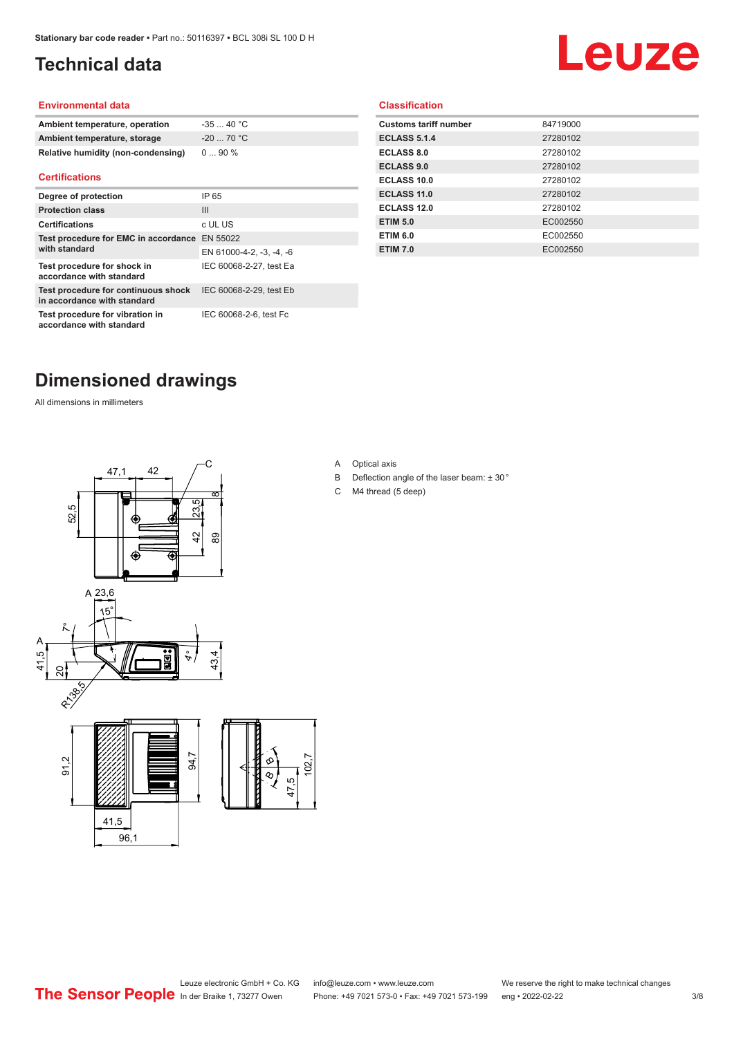# Technical data

## Environmental data

| | |
|---|---|
| **Ambient temperature, operation** | -35 ... 40 °C |
| **Ambient temperature, storage** | -20 ... 70 °C |
| **Relative humidity (non-condensing)** | 0 ... 90 % |

## Certifications

| | |
|---|---|
| **Degree of protection** | IP 65 |
| **Protection class** | III |
| **Certifications** | c UL US |
| **Test procedure for EMC in accordance with standard** | EN 55022 |
| | EN 61000-4-2, -3, -4, -6 |
| **Test procedure for shock in accordance with standard** | IEC 60068-2-27, test Ea |
| **Test procedure for continuous shock in accordance with standard** | IEC 60068-2-29, test Eb |
| **Test procedure for vibration in accordance with standard** | IEC 60068-2-6, test Fc |

## Classification

| | |
|---|---|
| **Customs tariff number** | 84719000 |
| **ECLASS 5.1.4** | 27280102 |
| **ECLASS 8.0** | 27280102 |
| **ECLASS 9.0** | 27280102 |
| **ECLASS 10.0** | 27280102 |
| **ECLASS 11.0** | 27280102 |
| **ECLASS 12.0** | 27280102 |
| **ETIM 5.0** | EC002550 |
| **ETIM 6.0** | EC002550 |
| **ETIM 7.0** | EC002550 |

# Dimensioned drawings

All dimensions in millimeters

A Optical axis
B Deflection angle of the laser beam: ± 30 °
C M4 thread (5 deep)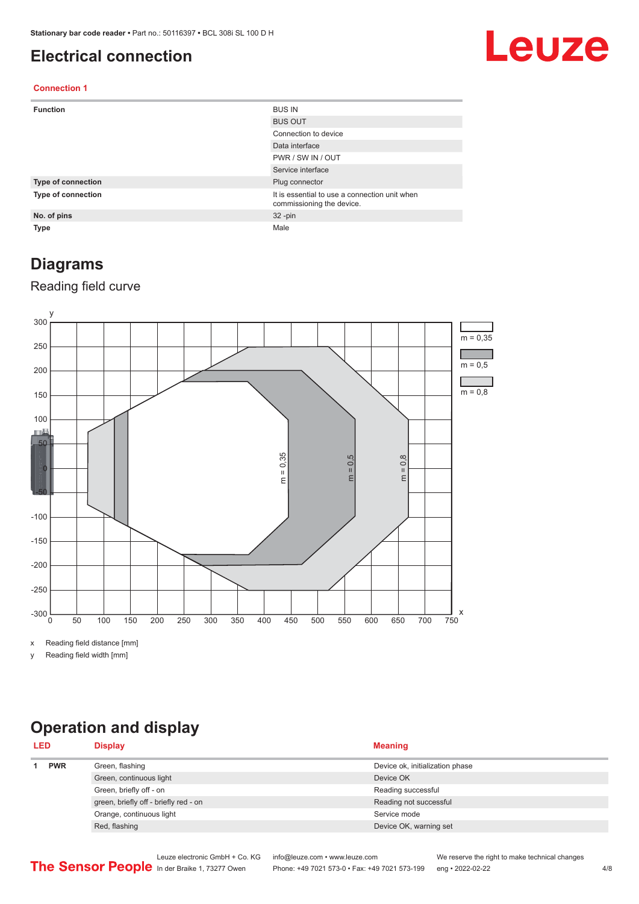# Electrical connection

### Connection 1

| | |
|---|---|
| **Function** | BUS IN |
| | BUS OUT |
| | Connection to device |
| | Data interface |
| | PWR / SW IN / OUT |
| | Service interface |
| **Type of connection** | Plug connector |
| **Type of connection** | It is essential to use a connection unit when commissioning the device. |
| **No. of pins** | 32 -pin |
| **Type** | Male |

# Diagrams

## Reading field curve

x Reading field distance [mm]

y Reading field width [mm]

# Operation and display

| LED | | Display | Meaning |
|---|---|---|---|
| 1 | PWR | Green, flashing | Device ok, initialization phase |
| | | Green, continuous light | Device OK |
| | | Green, briefly off - on | Reading successful |
| | | green, briefly off - briefly red - on | Reading not successful |
| | | Orange, continuous light | Service mode |
| | | Red, flashing | Device OK, warning set |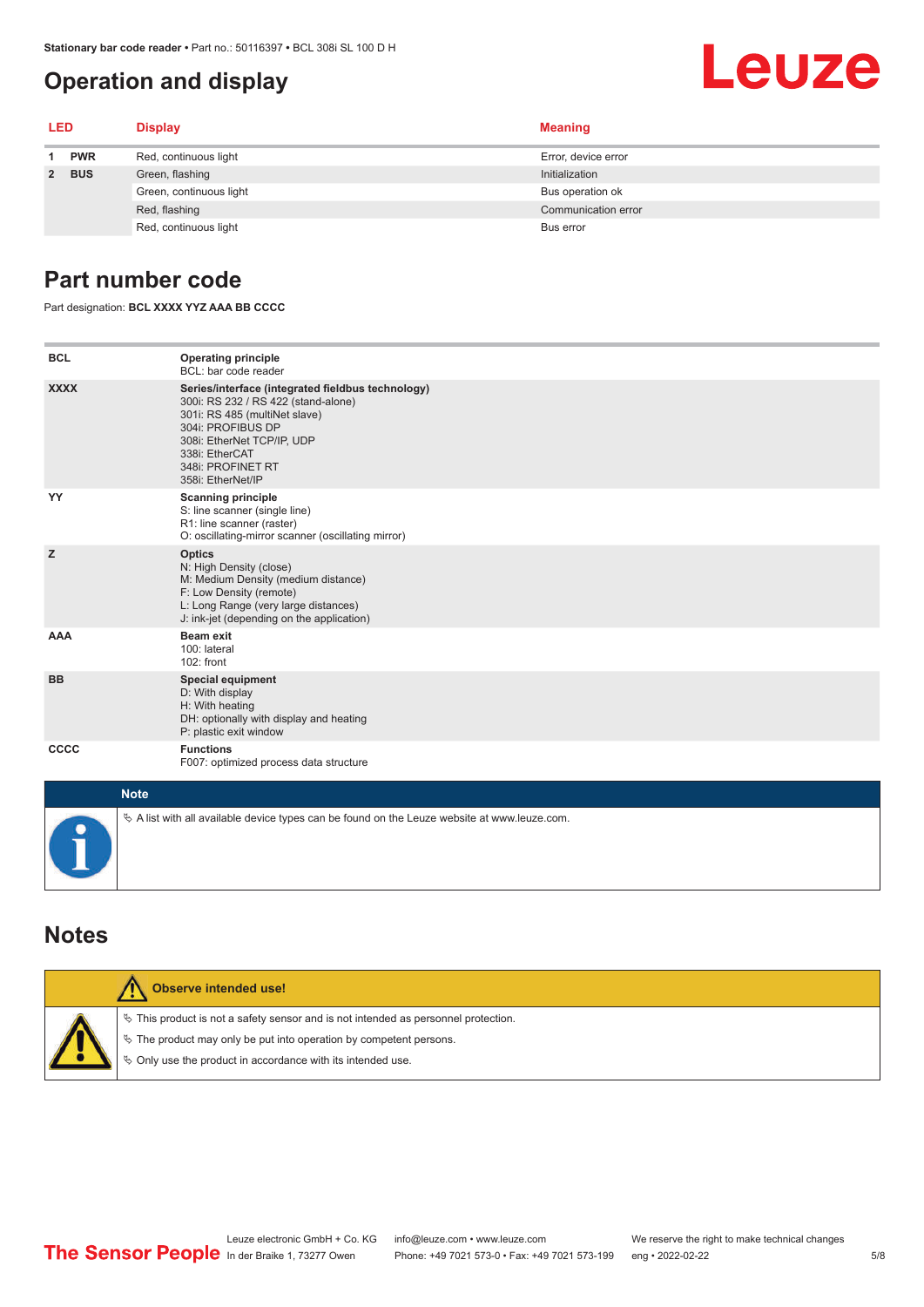## Operation and display

| LED | | Display | Meaning |
|---|---|---|---|
| 1 | PWR | Red, continuous light | Error, device error |
| 2 | BUS | Green, flashing | Initialization |
| | | Green, continuous light | Bus operation ok |
| | | Red, flashing | Communication error |
| | | Red, continuous light | Bus error |

## Part number code

Part designation: **BCL XXXX YYZ AAA BB CCCC**

| | |
|---|---|
| **BCL** | **Operating principle**<br>BCL: bar code reader |
| **XXXX** | **Series/interface (integrated fieldbus technology)**<br>300i: RS 232 / RS 422 (stand-alone)<br>301i: RS 485 (multiNet slave)<br>304i: PROFIBUS DP<br>308i: EtherNet TCP/IP, UDP<br>338i: EtherCAT<br>348i: PROFINET RT<br>358i: EtherNet/IP |
| **YY** | **Scanning principle**<br>S: line scanner (single line)<br>R1: line scanner (raster)<br>O: oscillating-mirror scanner (oscillating mirror) |
| **Z** | **Optics**<br>N: High Density (close)<br>M: Medium Density (medium distance)<br>F: Low Density (remote)<br>L: Long Range (very large distances)<br>J: ink-jet (depending on the application) |
| **AAA** | **Beam exit**<br>100: lateral<br>102: front |
| **BB** | **Special equipment**<br>D: With display<br>H: With heating<br>DH: optionally with display and heating<br>P: plastic exit window |
| **CCCC** | **Functions**<br>F007: optimized process data structure |

**Note**

- A list with all available device types can be found on the Leuze website at www.leuze.com.

## Notes

**Observe intended use!**

- This product is not a safety sensor and is not intended as personnel protection.
- The product may only be put into operation by competent persons.
- Only use the product in accordance with its intended use.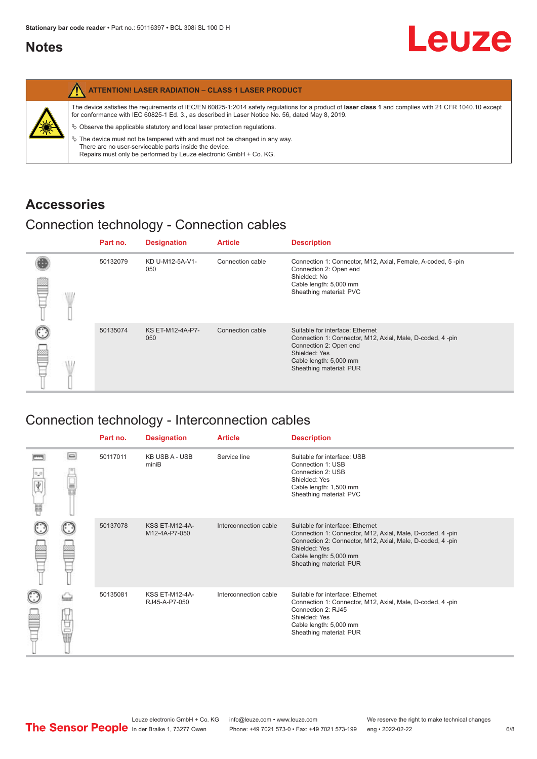# Notes

**ATTENTION! LASER RADIATION – CLASS 1 LASER PRODUCT**

The device satisfies the requirements of IEC/EN 60825-1:2014 safety regulations for a product of **laser class 1** and complies with 21 CFR 1040.10 except for conformance with IEC 60825-1 Ed. 3., as described in Laser Notice No. 56, dated May 8, 2019.

↳ Observe the applicable statutory and local laser protection regulations.

↳ The device must not be tampered with and must not be changed in any way.
There are no user-serviceable parts inside the device.
Repairs must only be performed by Leuze electronic GmbH + Co. KG.

# Accessories

## Connection technology - Connection cables

| Part no. | Designation | Article | Description |
|---|---|---|---|
| 50132079 | KD U-M12-5A-V1-050 | Connection cable | Connection 1: Connector, M12, Axial, Female, A-coded, 5 -pin<br>Connection 2: Open end<br>Shielded: No<br>Cable length: 5,000 mm<br>Sheathing material: PVC |
| 50135074 | KS ET-M12-4A-P7-050 | Connection cable | Suitable for interface: Ethernet<br>Connection 1: Connector, M12, Axial, Male, D-coded, 4 -pin<br>Connection 2: Open end<br>Shielded: Yes<br>Cable length: 5,000 mm<br>Sheathing material: PUR |

## Connection technology - Interconnection cables

| Part no. | Designation | Article | Description |
|---|---|---|---|
| 50117011 | KB USB A - USB miniB | Service line | Suitable for interface: USB<br>Connection 1: USB<br>Connection 2: USB<br>Shielded: Yes<br>Cable length: 1,500 mm<br>Sheathing material: PVC |
| 50137078 | KSS ET-M12-4A-M12-4A-P7-050 | Interconnection cable | Suitable for interface: Ethernet<br>Connection 1: Connector, M12, Axial, Male, D-coded, 4 -pin<br>Connection 2: Connector, M12, Axial, Male, D-coded, 4 -pin<br>Shielded: Yes<br>Cable length: 5,000 mm<br>Sheathing material: PUR |
| 50135081 | KSS ET-M12-4A-RJ45-A-P7-050 | Interconnection cable | Suitable for interface: Ethernet<br>Connection 1: Connector, M12, Axial, Male, D-coded, 4 -pin<br>Connection 2: RJ45<br>Shielded: Yes<br>Cable length: 5,000 mm<br>Sheathing material: PUR |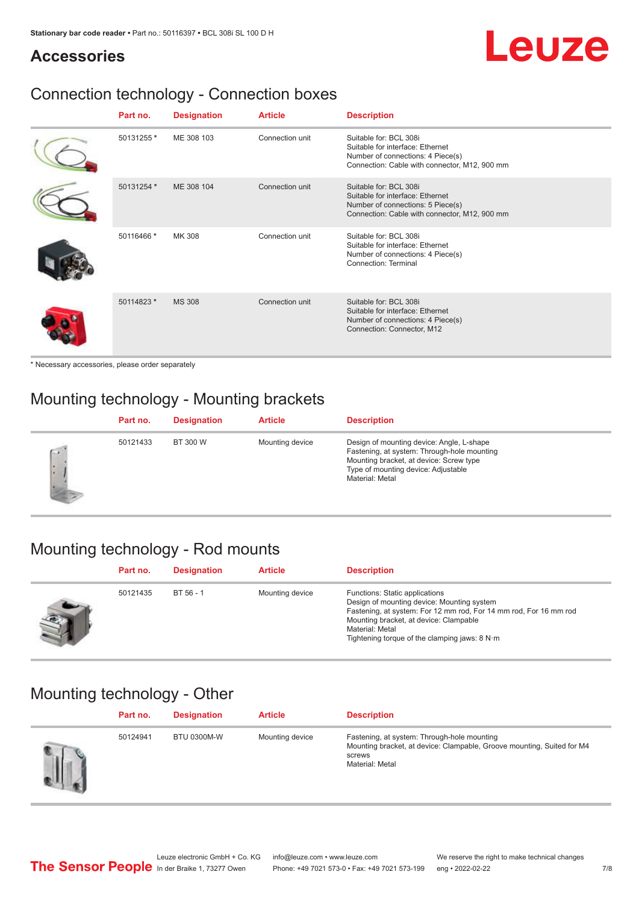## Accessories

### Connection technology - Connection boxes

| Part no. | Designation | Article | Description |
|---|---|---|---|
| 50131255 * | ME 308 103 | Connection unit | Suitable for: BCL 308i<br>Suitable for interface: Ethernet<br>Number of connections: 4 Piece(s)<br>Connection: Cable with connector, M12, 900 mm |
| 50131254 * | ME 308 104 | Connection unit | Suitable for: BCL 308i<br>Suitable for interface: Ethernet<br>Number of connections: 5 Piece(s)<br>Connection: Cable with connector, M12, 900 mm |
| 50116466 * | MK 308 | Connection unit | Suitable for: BCL 308i<br>Suitable for interface: Ethernet<br>Number of connections: 4 Piece(s)<br>Connection: Terminal |
| 50114823 * | MS 308 | Connection unit | Suitable for: BCL 308i<br>Suitable for interface: Ethernet<br>Number of connections: 4 Piece(s)<br>Connection: Connector, M12 |

* Necessary accessories, please order separately

### Mounting technology - Mounting brackets

| Part no. | Designation | Article | Description |
|---|---|---|---|
| 50121433 | BT 300 W | Mounting device | Design of mounting device: Angle, L-shape<br>Fastening, at system: Through-hole mounting<br>Mounting bracket, at device: Screw type<br>Type of mounting device: Adjustable<br>Material: Metal |

### Mounting technology - Rod mounts

| Part no. | Designation | Article | Description |
|---|---|---|---|
| 50121435 | BT 56 - 1 | Mounting device | Functions: Static applications<br>Design of mounting device: Mounting system<br>Fastening, at system: For 12 mm rod, For 14 mm rod, For 16 mm rod<br>Mounting bracket, at device: Clampable<br>Material: Metal<br>Tightening torque of the clamping jaws: 8 N·m |

### Mounting technology - Other

| Part no. | Designation | Article | Description |
|---|---|---|---|
| 50124941 | BTU 0300M-W | Mounting device | Fastening, at system: Through-hole mounting<br>Mounting bracket, at device: Clampable, Groove mounting, Suited for M4 screws<br>Material: Metal |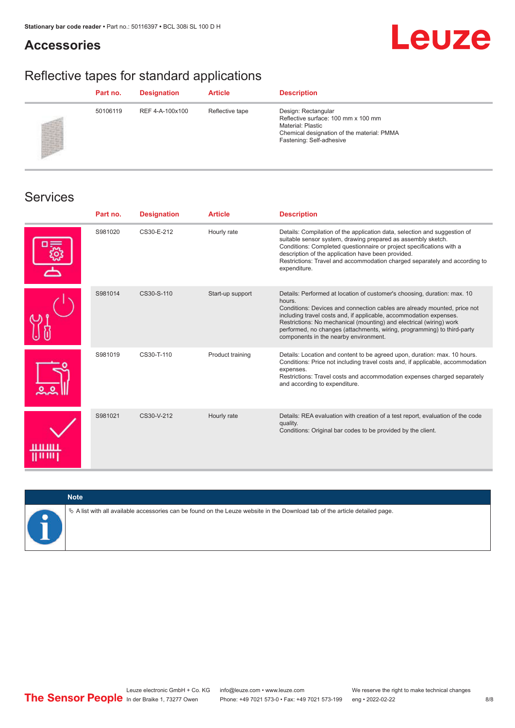## Accessories

### Reflective tapes for standard applications

| Part no. | Designation | Article | Description |
|---|---|---|---|
| 50106119 | REF 4-A-100x100 | Reflective tape | Design: Rectangular<br>Reflective surface: 100 mm x 100 mm<br>Material: Plastic<br>Chemical designation of the material: PMMA<br>Fastening: Self-adhesive |

### Services

| Part no. | Designation | Article | Description |
|---|---|---|---|
| S981020 | CS30-E-212 | Hourly rate | Details: Compilation of the application data, selection and suggestion of suitable sensor system, drawing prepared as assembly sketch.<br>Conditions: Completed questionnaire or project specifications with a description of the application have been provided.<br>Restrictions: Travel and accommodation charged separately and according to expenditure. |
| S981014 | CS30-S-110 | Start-up support | Details: Performed at location of customer's choosing, duration: max. 10 hours.<br>Conditions: Devices and connection cables are already mounted, price not including travel costs and, if applicable, accommodation expenses.<br>Restrictions: No mechanical (mounting) and electrical (wiring) work performed, no changes (attachments, wiring, programming) to third-party components in the nearby environment. |
| S981019 | CS30-T-110 | Product training | Details: Location and content to be agreed upon, duration: max. 10 hours.<br>Conditions: Price not including travel costs and, if applicable, accommodation expenses.<br>Restrictions: Travel costs and accommodation expenses charged separately and according to expenditure. |
| S981021 | CS30-V-212 | Hourly rate | Details: REA evaluation with creation of a test report, evaluation of the code quality.<br>Conditions: Original bar codes to be provided by the client. |

**Note**

↳ A list with all available accessories can be found on the Leuze website in the Download tab of the article detailed page.